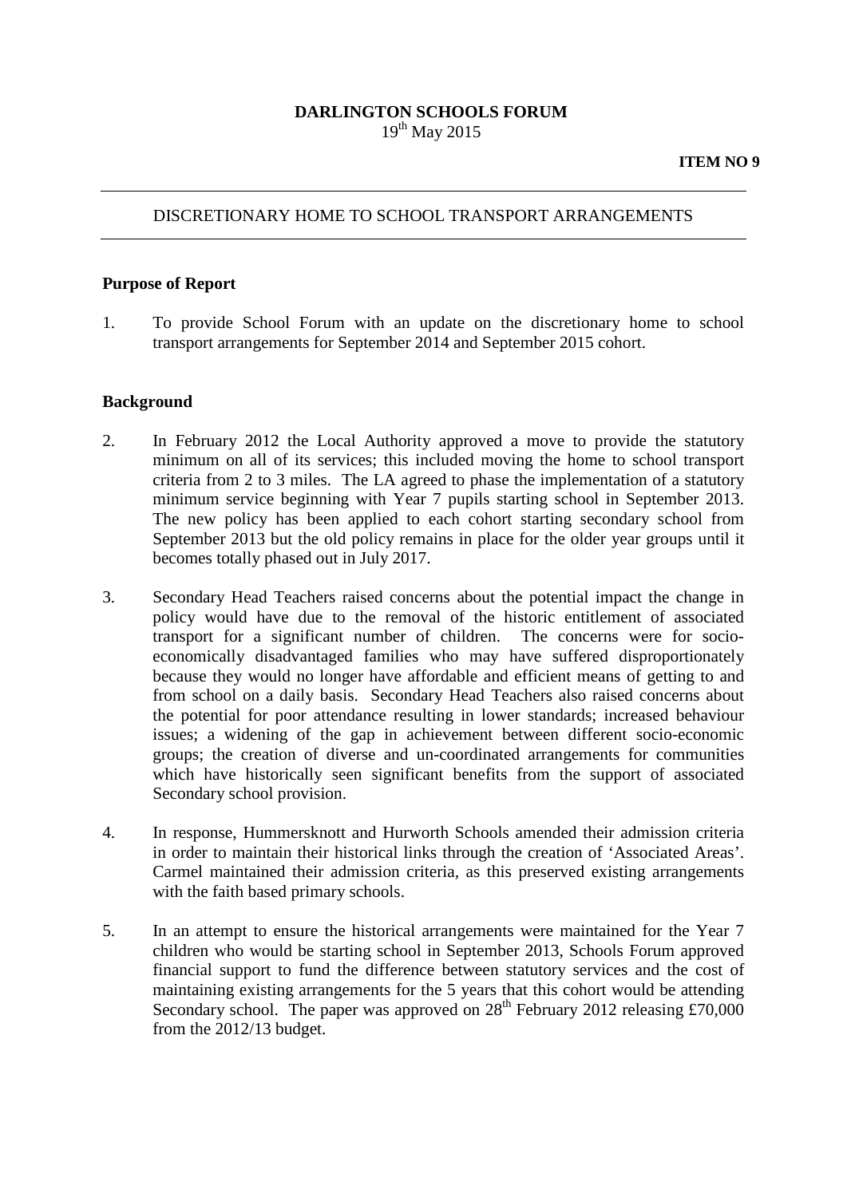**DARLINGTON SCHOOLS FORUM**
19th May 2015

**ITEM NO 9**

---

DISCRETIONARY HOME TO SCHOOL TRANSPORT ARRANGEMENTS

---

## Purpose of Report

1. To provide School Forum with an update on the discretionary home to school transport arrangements for September 2014 and September 2015 cohort.

## Background

2. In February 2012 the Local Authority approved a move to provide the statutory minimum on all of its services; this included moving the home to school transport criteria from 2 to 3 miles. The LA agreed to phase the implementation of a statutory minimum service beginning with Year 7 pupils starting school in September 2013. The new policy has been applied to each cohort starting secondary school from September 2013 but the old policy remains in place for the older year groups until it becomes totally phased out in July 2017.

3. Secondary Head Teachers raised concerns about the potential impact the change in policy would have due to the removal of the historic entitlement of associated transport for a significant number of children. The concerns were for socio-economically disadvantaged families who may have suffered disproportionately because they would no longer have affordable and efficient means of getting to and from school on a daily basis. Secondary Head Teachers also raised concerns about the potential for poor attendance resulting in lower standards; increased behaviour issues; a widening of the gap in achievement between different socio-economic groups; the creation of diverse and un-coordinated arrangements for communities which have historically seen significant benefits from the support of associated Secondary school provision.

4. In response, Hummersknott and Hurworth Schools amended their admission criteria in order to maintain their historical links through the creation of 'Associated Areas'. Carmel maintained their admission criteria, as this preserved existing arrangements with the faith based primary schools.

5. In an attempt to ensure the historical arrangements were maintained for the Year 7 children who would be starting school in September 2013, Schools Forum approved financial support to fund the difference between statutory services and the cost of maintaining existing arrangements for the 5 years that this cohort would be attending Secondary school. The paper was approved on 28th February 2012 releasing £70,000 from the 2012/13 budget.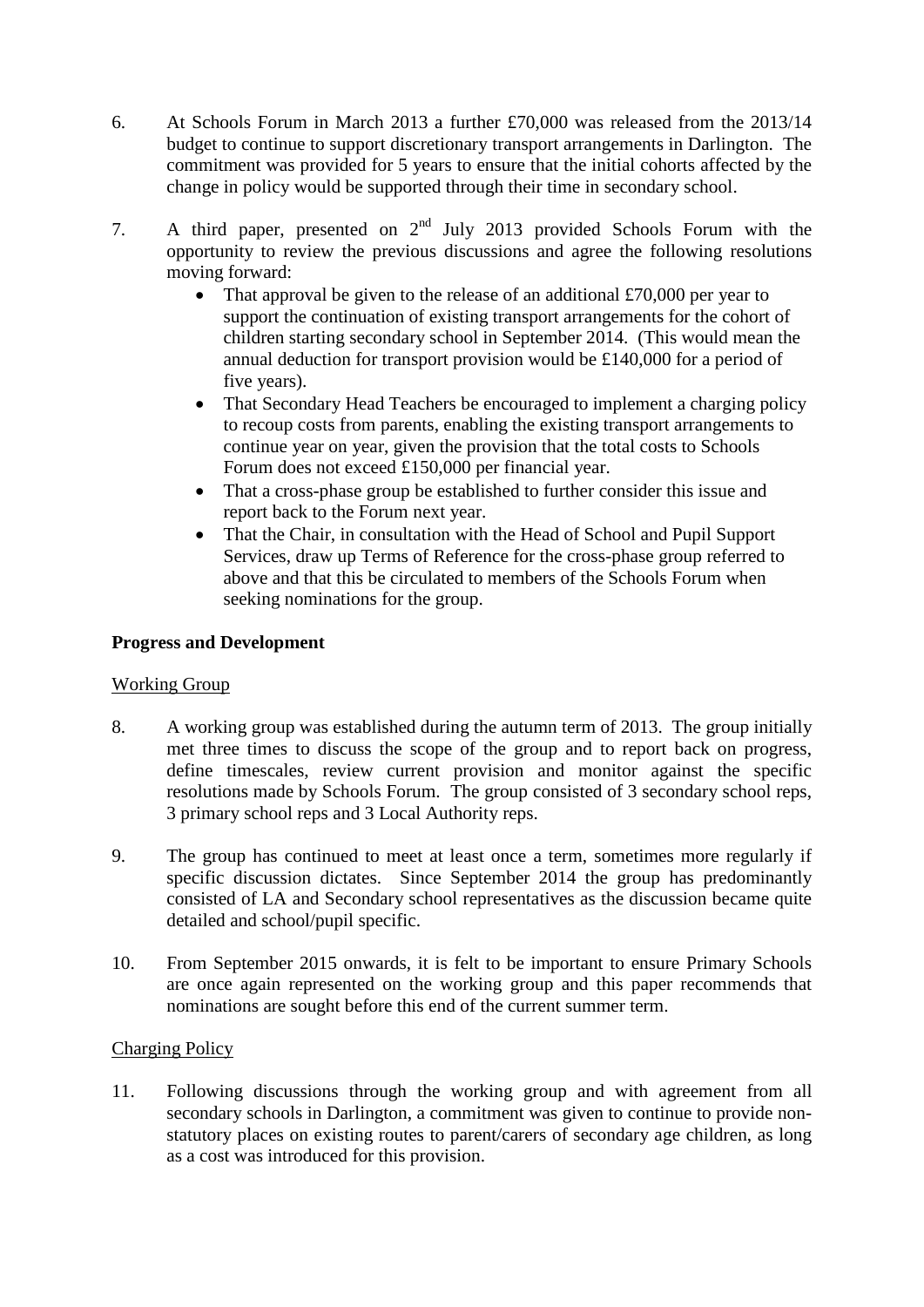6. At Schools Forum in March 2013 a further £70,000 was released from the 2013/14 budget to continue to support discretionary transport arrangements in Darlington. The commitment was provided for 5 years to ensure that the initial cohorts affected by the change in policy would be supported through their time in secondary school.

7. A third paper, presented on 2nd July 2013 provided Schools Forum with the opportunity to review the previous discussions and agree the following resolutions moving forward:
   - That approval be given to the release of an additional £70,000 per year to support the continuation of existing transport arrangements for the cohort of children starting secondary school in September 2014. (This would mean the annual deduction for transport provision would be £140,000 for a period of five years).
   - That Secondary Head Teachers be encouraged to implement a charging policy to recoup costs from parents, enabling the existing transport arrangements to continue year on year, given the provision that the total costs to Schools Forum does not exceed £150,000 per financial year.
   - That a cross-phase group be established to further consider this issue and report back to the Forum next year.
   - That the Chair, in consultation with the Head of School and Pupil Support Services, draw up Terms of Reference for the cross-phase group referred to above and that this be circulated to members of the Schools Forum when seeking nominations for the group.

**Progress and Development**

Working Group

8. A working group was established during the autumn term of 2013. The group initially met three times to discuss the scope of the group and to report back on progress, define timescales, review current provision and monitor against the specific resolutions made by Schools Forum. The group consisted of 3 secondary school reps, 3 primary school reps and 3 Local Authority reps.

9. The group has continued to meet at least once a term, sometimes more regularly if specific discussion dictates. Since September 2014 the group has predominantly consisted of LA and Secondary school representatives as the discussion became quite detailed and school/pupil specific.

10. From September 2015 onwards, it is felt to be important to ensure Primary Schools are once again represented on the working group and this paper recommends that nominations are sought before this end of the current summer term.

Charging Policy

11. Following discussions through the working group and with agreement from all secondary schools in Darlington, a commitment was given to continue to provide non-statutory places on existing routes to parent/carers of secondary age children, as long as a cost was introduced for this provision.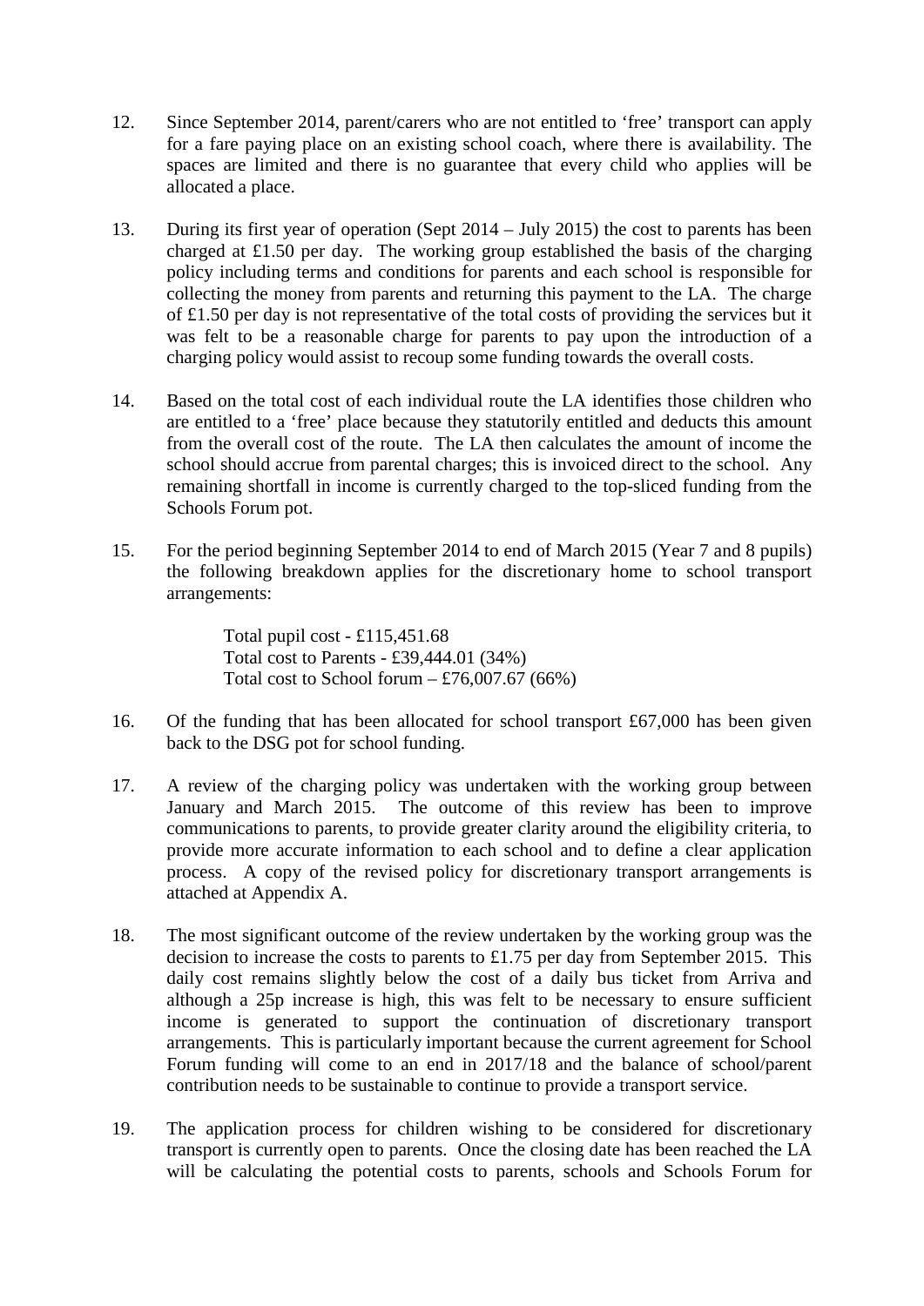12. Since September 2014, parent/carers who are not entitled to 'free' transport can apply for a fare paying place on an existing school coach, where there is availability. The spaces are limited and there is no guarantee that every child who applies will be allocated a place.

13. During its first year of operation (Sept 2014 – July 2015) the cost to parents has been charged at £1.50 per day. The working group established the basis of the charging policy including terms and conditions for parents and each school is responsible for collecting the money from parents and returning this payment to the LA. The charge of £1.50 per day is not representative of the total costs of providing the services but it was felt to be a reasonable charge for parents to pay upon the introduction of a charging policy would assist to recoup some funding towards the overall costs.

14. Based on the total cost of each individual route the LA identifies those children who are entitled to a 'free' place because they statutorily entitled and deducts this amount from the overall cost of the route. The LA then calculates the amount of income the school should accrue from parental charges; this is invoiced direct to the school. Any remaining shortfall in income is currently charged to the top-sliced funding from the Schools Forum pot.

15. For the period beginning September 2014 to end of March 2015 (Year 7 and 8 pupils) the following breakdown applies for the discretionary home to school transport arrangements:

    Total pupil cost - £115,451.68
    Total cost to Parents - £39,444.01 (34%)
    Total cost to School forum – £76,007.67 (66%)

16. Of the funding that has been allocated for school transport £67,000 has been given back to the DSG pot for school funding.

17. A review of the charging policy was undertaken with the working group between January and March 2015. The outcome of this review has been to improve communications to parents, to provide greater clarity around the eligibility criteria, to provide more accurate information to each school and to define a clear application process. A copy of the revised policy for discretionary transport arrangements is attached at Appendix A.

18. The most significant outcome of the review undertaken by the working group was the decision to increase the costs to parents to £1.75 per day from September 2015. This daily cost remains slightly below the cost of a daily bus ticket from Arriva and although a 25p increase is high, this was felt to be necessary to ensure sufficient income is generated to support the continuation of discretionary transport arrangements. This is particularly important because the current agreement for School Forum funding will come to an end in 2017/18 and the balance of school/parent contribution needs to be sustainable to continue to provide a transport service.

19. The application process for children wishing to be considered for discretionary transport is currently open to parents. Once the closing date has been reached the LA will be calculating the potential costs to parents, schools and Schools Forum for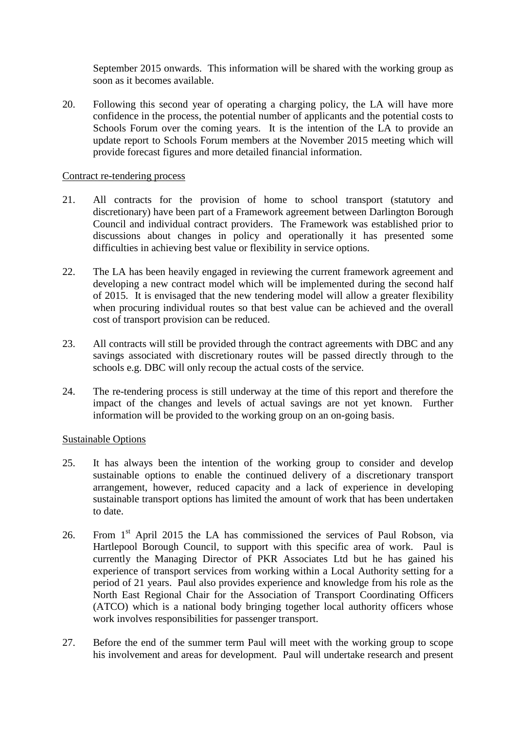September 2015 onwards. This information will be shared with the working group as soon as it becomes available.

20. Following this second year of operating a charging policy, the LA will have more confidence in the process, the potential number of applicants and the potential costs to Schools Forum over the coming years. It is the intention of the LA to provide an update report to Schools Forum members at the November 2015 meeting which will provide forecast figures and more detailed financial information.

Contract re-tendering process

21. All contracts for the provision of home to school transport (statutory and discretionary) have been part of a Framework agreement between Darlington Borough Council and individual contract providers. The Framework was established prior to discussions about changes in policy and operationally it has presented some difficulties in achieving best value or flexibility in service options.

22. The LA has been heavily engaged in reviewing the current framework agreement and developing a new contract model which will be implemented during the second half of 2015. It is envisaged that the new tendering model will allow a greater flexibility when procuring individual routes so that best value can be achieved and the overall cost of transport provision can be reduced.

23. All contracts will still be provided through the contract agreements with DBC and any savings associated with discretionary routes will be passed directly through to the schools e.g. DBC will only recoup the actual costs of the service.

24. The re-tendering process is still underway at the time of this report and therefore the impact of the changes and levels of actual savings are not yet known. Further information will be provided to the working group on an on-going basis.

Sustainable Options

25. It has always been the intention of the working group to consider and develop sustainable options to enable the continued delivery of a discretionary transport arrangement, however, reduced capacity and a lack of experience in developing sustainable transport options has limited the amount of work that has been undertaken to date.

26. From 1st April 2015 the LA has commissioned the services of Paul Robson, via Hartlepool Borough Council, to support with this specific area of work. Paul is currently the Managing Director of PKR Associates Ltd but he has gained his experience of transport services from working within a Local Authority setting for a period of 21 years. Paul also provides experience and knowledge from his role as the North East Regional Chair for the Association of Transport Coordinating Officers (ATCO) which is a national body bringing together local authority officers whose work involves responsibilities for passenger transport.

27. Before the end of the summer term Paul will meet with the working group to scope his involvement and areas for development. Paul will undertake research and present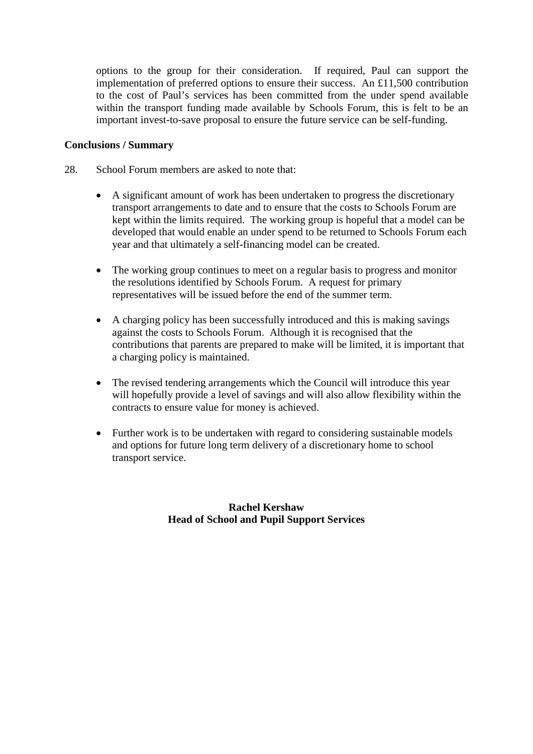options to the group for their consideration. If required, Paul can support the implementation of preferred options to ensure their success. An £11,500 contribution to the cost of Paul's services has been committed from the under spend available within the transport funding made available by Schools Forum, this is felt to be an important invest-to-save proposal to ensure the future service can be self-funding.

**Conclusions / Summary**

28. School Forum members are asked to note that:

- A significant amount of work has been undertaken to progress the discretionary transport arrangements to date and to ensure that the costs to Schools Forum are kept within the limits required. The working group is hopeful that a model can be developed that would enable an under spend to be returned to Schools Forum each year and that ultimately a self-financing model can be created.

- The working group continues to meet on a regular basis to progress and monitor the resolutions identified by Schools Forum. A request for primary representatives will be issued before the end of the summer term.

- A charging policy has been successfully introduced and this is making savings against the costs to Schools Forum. Although it is recognised that the contributions that parents are prepared to make will be limited, it is important that a charging policy is maintained.

- The revised tendering arrangements which the Council will introduce this year will hopefully provide a level of savings and will also allow flexibility within the contracts to ensure value for money is achieved.

- Further work is to be undertaken with regard to considering sustainable models and options for future long term delivery of a discretionary home to school transport service.

**Rachel Kershaw**
**Head of School and Pupil Support Services**